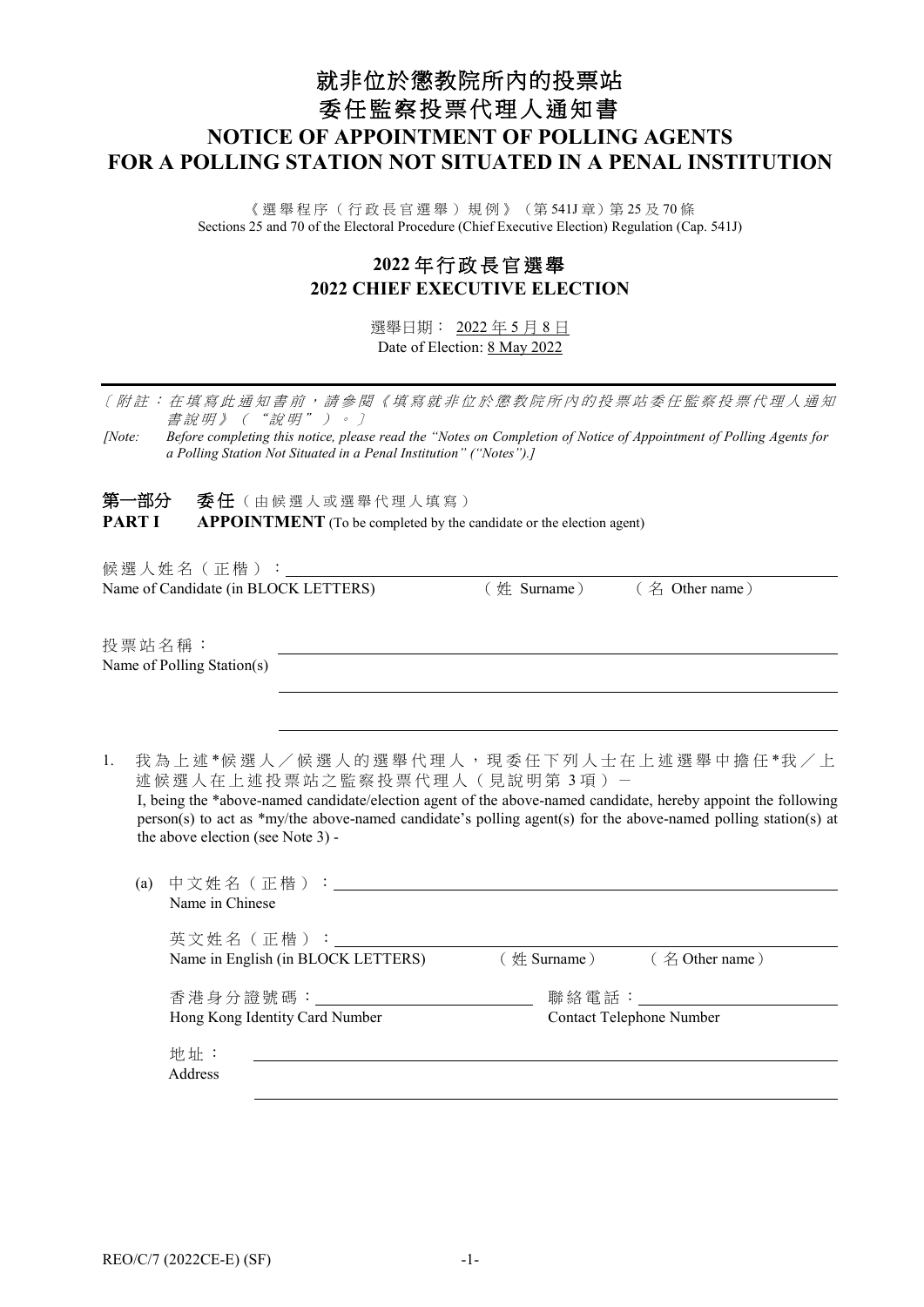# 就非位於懲教院所內的投票站委任監察投票代理人通知書

# NOTICE OF APPOINTMENT OF POLLING AGENTS FOR A POLLING STATION NOT SITUATED IN A PENAL INSTITUTION

《選舉程序（行政長官選舉）規例》（第 541J 章）第 25 及 70 條
Sections 25 and 70 of the Electoral Procedure (Chief Executive Election) Regulation (Cap. 541J)

## 2022 年行政長官選舉
## 2022 CHIEF EXECUTIVE ELECTION

選舉日期： 2022 年 5 月 8 日
Date of Election: 8 May 2022

---

〔*附註：在填寫此通知書前，請參閱《填寫就非位於懲教院所內的投票站委任監察投票代理人通知書說明》（"說明"）。*〕

*[Note: Before completing this notice, please read the "Notes on Completion of Notice of Appointment of Polling Agents for a Polling Station Not Situated in a Penal Institution" ("Notes").]*

**第一部分　委任**（由候選人或選舉代理人填寫）

**PART I　APPOINTMENT** (To be completed by the candidate or the election agent)

候選人姓名（正楷）：______________________________
Name of Candidate (in BLOCK LETTERS)　　（姓 Surname）　　（名 Other name）

投票站名稱：______________________________
Name of Polling Station(s)

______________________________

______________________________

1. 我為上述*候選人／候選人的選舉代理人，現委任下列人士在上述選舉中擔任*我／上述候選人在上述投票站之監察投票代理人（見說明第 3 項）－
   I, being the *above-named candidate/election agent of the above-named candidate, hereby appoint the following person(s) to act as *my/the above-named candidate's polling agent(s) for the above-named polling station(s) at the above election (see Note 3) -

   (a) 中文姓名（正楷）：______________________________
   Name in Chinese

   英文姓名（正楷）：______________________________
   Name in English (in BLOCK LETTERS)　　（姓 Surname）　　（名 Other name）

   香港身分證號碼：______________　　聯絡電話：______________
   Hong Kong Identity Card Number　　Contact Telephone Number

   地址：______________________________
   Address

   ______________________________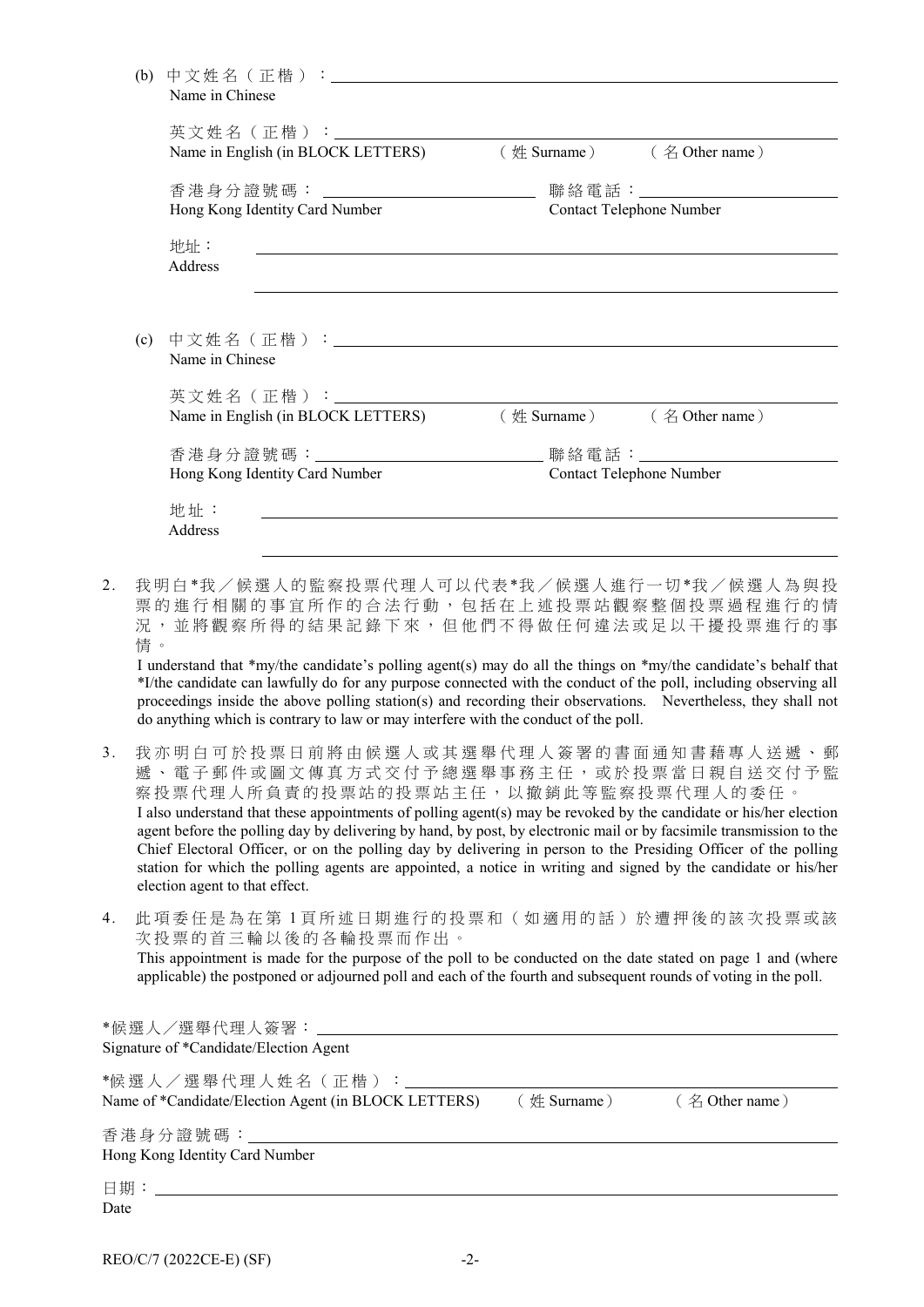(b) 中文姓名（正楷）：\_\_\_\_\_\_\_\_\_\_\_\_\_\_\_\_\_\_\_\_
Name in Chinese

英文姓名（正楷）：\_\_\_\_\_\_\_\_\_\_\_\_\_\_\_\_\_\_\_\_
Name in English (in BLOCK LETTERS) （姓 Surname） （名 Other name）

香港身分證號碼：\_\_\_\_\_\_\_\_\_\_ 聯絡電話：\_\_\_\_\_\_\_\_\_\_
Hong Kong Identity Card Number Contact Telephone Number

地址：
Address

(c) 中文姓名（正楷）：\_\_\_\_\_\_\_\_\_\_\_\_\_\_\_\_\_\_\_\_
Name in Chinese

英文姓名（正楷）：\_\_\_\_\_\_\_\_\_\_\_\_\_\_\_\_\_\_\_\_
Name in English (in BLOCK LETTERS) （姓 Surname） （名 Other name）

香港身分證號碼：\_\_\_\_\_\_\_\_\_\_ 聯絡電話：\_\_\_\_\_\_\_\_\_\_
Hong Kong Identity Card Number Contact Telephone Number

地址：
Address

2. 我明白*我／候選人的監察投票代理人可以代表*我／候選人進行一切*我／候選人為與投票的進行相關的事宜所作的合法行動，包括在上述投票站觀察整個投票過程進行的情況，並將觀察所得的結果記錄下來，但他們不得做任何違法或足以干擾投票進行的事情。
I understand that *my/the candidate's polling agent(s) may do all the things on *my/the candidate's behalf that *I/the candidate can lawfully do for any purpose connected with the conduct of the poll, including observing all proceedings inside the above polling station(s) and recording their observations. Nevertheless, they shall not do anything which is contrary to law or may interfere with the conduct of the poll.

3. 我亦明白可於投票日前將由候選人或其選舉代理人簽署的書面通知書藉專人送遞、郵遞、電子郵件或圖文傳真方式交付予總選舉事務主任，或於投票當日親自送交付予監察投票代理人所負責的投票站的投票站主任，以撤銷此等監察投票代理人的委任。
I also understand that these appointments of polling agent(s) may be revoked by the candidate or his/her election agent before the polling day by delivering by hand, by post, by electronic mail or by facsimile transmission to the Chief Electoral Officer, or on the polling day by delivering in person to the Presiding Officer of the polling station for which the polling agents are appointed, a notice in writing and signed by the candidate or his/her election agent to that effect.

4. 此項委任是為在第1頁所述日期進行的投票和（如適用的話）於遭押後的該次投票或該次投票的首三輪以後的各輪投票而作出。
This appointment is made for the purpose of the poll to be conducted on the date stated on page 1 and (where applicable) the postponed or adjourned poll and each of the fourth and subsequent rounds of voting in the poll.

*候選人／選舉代理人簽署：\_\_\_\_\_\_\_\_\_\_\_\_\_\_\_\_\_\_\_\_
Signature of *Candidate/Election Agent

*候選人／選舉代理人姓名（正楷）：\_\_\_\_\_\_\_\_\_\_\_\_\_\_\_\_\_\_\_\_
Name of *Candidate/Election Agent (in BLOCK LETTERS) （姓 Surname） （名 Other name）

香港身分證號碼：\_\_\_\_\_\_\_\_\_\_\_\_\_\_\_\_\_\_\_\_
Hong Kong Identity Card Number

日期：\_\_\_\_\_\_\_\_\_\_\_\_\_\_\_\_\_\_\_\_
Date

REO/C/7 (2022CE-E) (SF)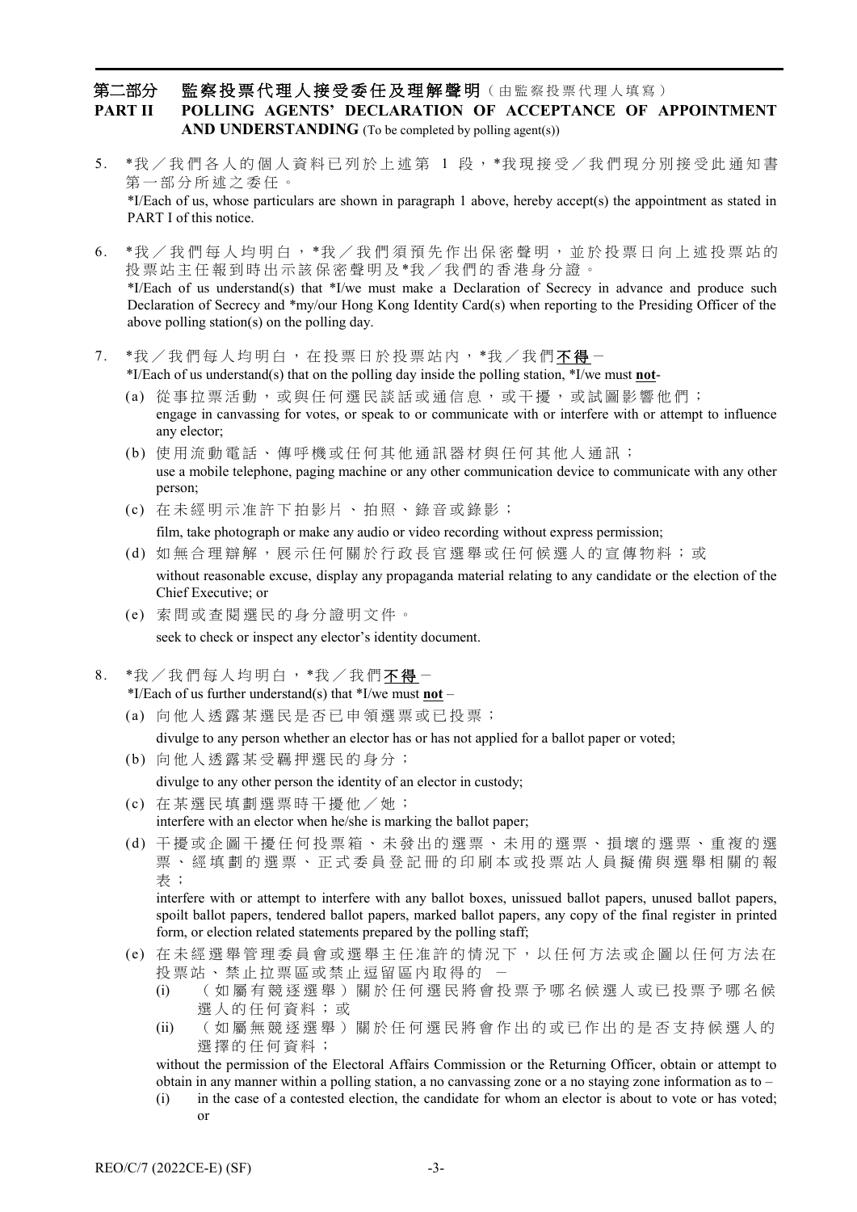## 第二部分　監察投票代理人接受委任及理解聲明（由監察投票代理人填寫）
## PART II　POLLING AGENTS' DECLARATION OF ACCEPTANCE OF APPOINTMENT AND UNDERSTANDING (To be completed by polling agent(s))

5. *我／我們各人的個人資料已列於上述第 1 段，*我現接受／我們現分別接受此通知書第一部分所述之委任。
*I/Each of us, whose particulars are shown in paragraph 1 above, hereby accept(s) the appointment as stated in PART I of this notice.

6. *我／我們每人均明白，*我／我們須預先作出保密聲明，並於投票日向上述投票站的投票站主任報到時出示該保密聲明及*我／我們的香港身分證。
*I/Each of us understand(s) that *I/we must make a Declaration of Secrecy in advance and produce such Declaration of Secrecy and *my/our Hong Kong Identity Card(s) when reporting to the Presiding Officer of the above polling station(s) on the polling day.

7. *我／我們每人均明白，在投票日於投票站內，*我／我們<u>**不得**</u>－
*I/Each of us understand(s) that on the polling day inside the polling station, *I/we must <u>**not**</u>-
   (a) 從事拉票活動，或與任何選民談話或通信息，或干擾，或試圖影響他們；
   engage in canvassing for votes, or speak to or communicate with or interfere with or attempt to influence any elector;
   (b) 使用流動電話、傳呼機或任何其他通訊器材與任何其他人通訊；
   use a mobile telephone, paging machine or any other communication device to communicate with any other person;
   (c) 在未經明示准許下拍影片、拍照、錄音或錄影；
   film, take photograph or make any audio or video recording without express permission;
   (d) 如無合理辯解，展示任何關於行政長官選舉或任何候選人的宣傳物料；或
   without reasonable excuse, display any propaganda material relating to any candidate or the election of the Chief Executive; or
   (e) 索問或查閱選民的身分證明文件。
   seek to check or inspect any elector's identity document.

8. *我／我們每人均明白，*我／我們<u>**不得**</u>－
*I/Each of us further understand(s) that *I/we must <u>**not**</u> –
   (a) 向他人透露某選民是否已申領選票或已投票；
   divulge to any person whether an elector has or has not applied for a ballot paper or voted;
   (b) 向他人透露某受羈押選民的身分；
   divulge to any other person the identity of an elector in custody;
   (c) 在某選民填劃選票時干擾他／她；
   interfere with an elector when he/she is marking the ballot paper;
   (d) 干擾或企圖干擾任何投票箱、未發出的選票、未用的選票、損壞的選票、重複的選票、經填劃的選票、正式委員登記冊的印刷本或投票站人員擬備與選舉相關的報表；
   interfere with or attempt to interfere with any ballot boxes, unissued ballot papers, unused ballot papers, spoilt ballot papers, tendered ballot papers, marked ballot papers, any copy of the final register in printed form, or election related statements prepared by the polling staff;
   (e) 在未經選舉管理委員會或選舉主任准許的情況下，以任何方法或企圖以任何方法在投票站、禁止拉票區或禁止逗留區內取得的 －
      (i) （如屬有競逐選舉）關於任何選民將會投票予哪名候選人或已投票予哪名候選人的任何資料；或
      (ii) （如屬無競逐選舉）關於任何選民將會作出的或已作出的是否支持候選人的選擇的任何資料；

   without the permission of the Electoral Affairs Commission or the Returning Officer, obtain or attempt to obtain in any manner within a polling station, a no canvassing zone or a no staying zone information as to –
      (i) in the case of a contested election, the candidate for whom an elector is about to vote or has voted; or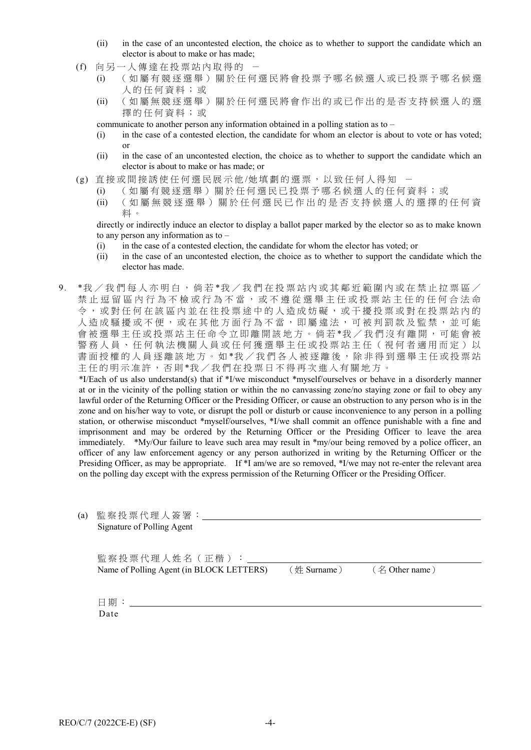(ii) in the case of an uncontested election, the choice as to whether to support the candidate which an elector is about to make or has made;

(f) 向另一人傳達在投票站內取得的 －

(i) （如屬有競逐選舉）關於任何選民將會投票予哪名候選人或已投票予哪名候選人的任何資料；或

(ii) （如屬無競逐選舉）關於任何選民將會作出的或已作出的是否支持候選人的選擇的任何資料；或

communicate to another person any information obtained in a polling station as to –

(i) in the case of a contested election, the candidate for whom an elector is about to vote or has voted; or

(ii) in the case of an uncontested election, the choice as to whether to support the candidate which an elector is about to make or has made; or

(g) 直接或間接誘使任何選民展示他/她填劃的選票，以致任何人得知 －

(i) （如屬有競逐選舉）關於任何選民已投票予哪名候選人的任何資料；或

(ii) （如屬無競逐選舉）關於任何選民已作出的是否支持候選人的選擇的任何資料。

directly or indirectly induce an elector to display a ballot paper marked by the elector so as to make known to any person any information as to –

(i) in the case of a contested election, the candidate for whom the elector has voted; or

(ii) in the case of an uncontested election, the choice as to whether to support the candidate which the elector has made.

9. *我／我們每人亦明白，倘若*我／我們在投票站內或其鄰近範圍內或在禁止拉票區／禁止逗留區內行為不檢或行為不當，或不遵從選舉主任或投票站主任的任何合法命令，或對任何在該區內並在往投票途中的人造成妨礙，或干擾投票或對在投票站內的人造成騷擾或不便，或在其他方面行為不當，即屬違法，可被判罰款及監禁，並可能會被選舉主任或投票站主任命令立即離開該地方。倘若*我／我們沒有離開，可能會被警務人員、任何執法機關人員或任何獲選舉主任或投票站主任（視何者適用而定）以書面授權的人員逐離該地方。如*我／我們各人被逐離後，除非得到選舉主任或投票站主任的明示准許，否則*我／我們在投票日不得再次進入有關地方。

*I/Each of us also understand(s) that if *I/we misconduct *myself/ourselves or behave in a disorderly manner at or in the vicinity of the polling station or within the no canvassing zone/no staying zone or fail to obey any lawful order of the Returning Officer or the Presiding Officer, or cause an obstruction to any person who is in the zone and on his/her way to vote, or disrupt the poll or disturb or cause inconvenience to any person in a polling station, or otherwise misconduct *myself/ourselves, *I/we shall commit an offence punishable with a fine and imprisonment and may be ordered by the Returning Officer or the Presiding Officer to leave the area immediately. *My/Our failure to leave such area may result in *my/our being removed by a police officer, an officer of any law enforcement agency or any person authorized in writing by the Returning Officer or the Presiding Officer, as may be appropriate. If *I am/we are so removed, *I/we may not re-enter the relevant area on the polling day except with the express permission of the Returning Officer or the Presiding Officer.

(a) 監察投票代理人簽署：________________________________
Signature of Polling Agent

監察投票代理人姓名（正楷）：________________________________
Name of Polling Agent (in BLOCK LETTERS) （姓 Surname） （名 Other name）

日期：________________________________
Date

REO/C/7 (2022CE-E) (SF)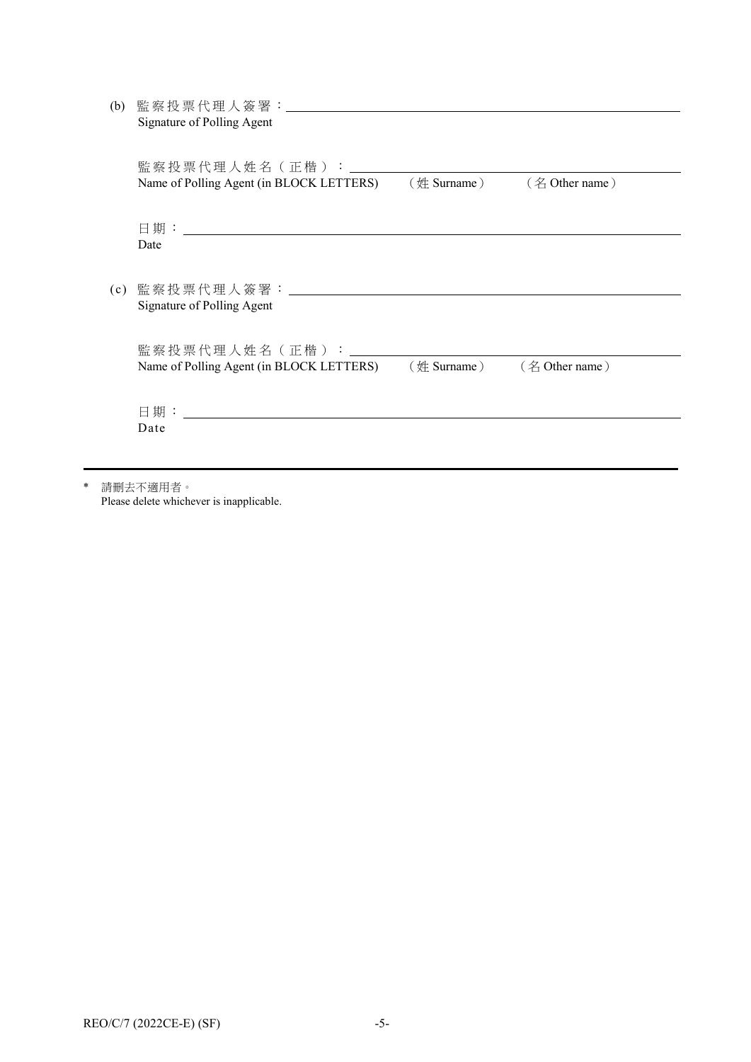(b) 監察投票代理人簽署：\_\_\_\_\_\_\_\_\_\_\_\_\_\_\_\_\_\_\_\_\_\_\_\_\_\_\_\_\_\_\_\_\_\_\_\_\_\_\_\_
Signature of Polling Agent

監察投票代理人姓名（正楷）：\_\_\_\_\_\_\_\_\_\_\_\_\_\_\_\_\_\_\_\_\_\_\_\_\_\_\_\_\_\_\_\_\_\_\_\_
Name of Polling Agent (in BLOCK LETTERS)　（姓 Surname）　（名 Other name）

日期：\_\_\_\_\_\_\_\_\_\_\_\_\_\_\_\_\_\_\_\_\_\_\_\_\_\_\_\_\_\_\_\_\_\_\_\_\_\_\_\_\_\_\_\_\_\_\_\_\_\_
Date

(c) 監察投票代理人簽署：\_\_\_\_\_\_\_\_\_\_\_\_\_\_\_\_\_\_\_\_\_\_\_\_\_\_\_\_\_\_\_\_\_\_\_\_\_\_\_\_
Signature of Polling Agent

監察投票代理人姓名（正楷）：\_\_\_\_\_\_\_\_\_\_\_\_\_\_\_\_\_\_\_\_\_\_\_\_\_\_\_\_\_\_\_\_\_\_\_\_
Name of Polling Agent (in BLOCK LETTERS)　（姓 Surname）　（名 Other name）

日期：\_\_\_\_\_\_\_\_\_\_\_\_\_\_\_\_\_\_\_\_\_\_\_\_\_\_\_\_\_\_\_\_\_\_\_\_\_\_\_\_\_\_\_\_\_\_\_\_\_\_
Date

---

\* 請刪去不適用者。
Please delete whichever is inapplicable.

REO/C/7 (2022CE-E) (SF)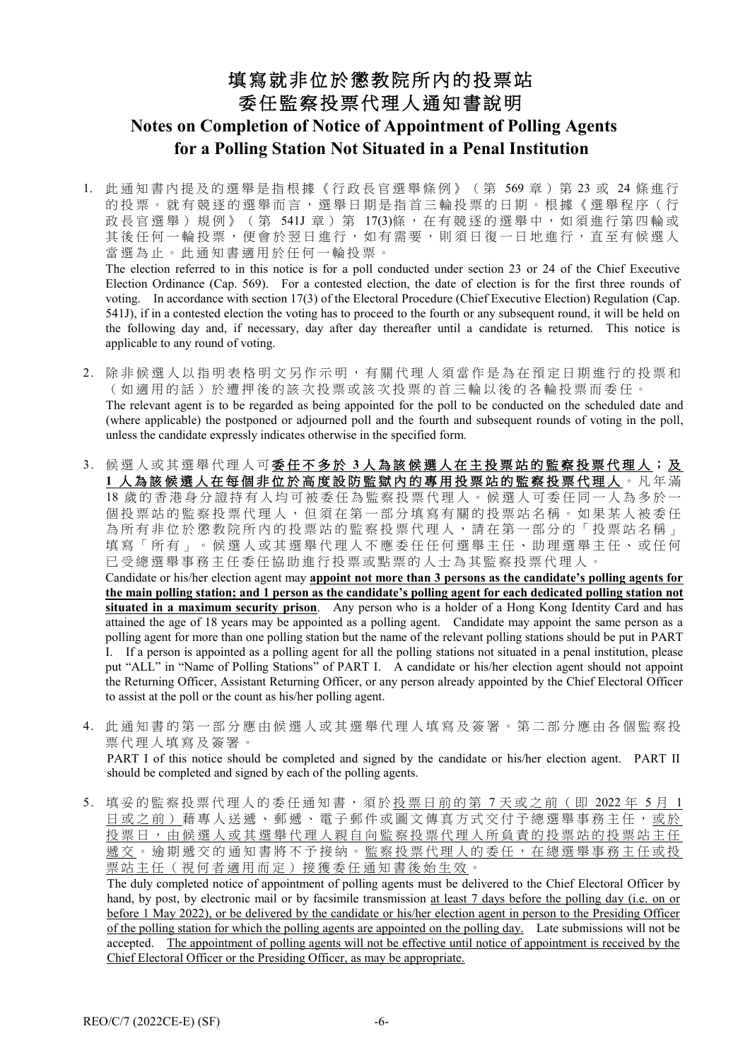# 填寫就非位於懲教院所內的投票站委任監察投票代理人通知書說明

# Notes on Completion of Notice of Appointment of Polling Agents for a Polling Station Not Situated in a Penal Institution

1. 此通知書內提及的選舉是指根據《行政長官選舉條例》（第 569 章）第 23 或 24 條進行的投票。就有競逐的選舉而言，選舉日期是指首三輪投票的日期。根據《選舉程序（行政長官選舉）規例》（第 541J 章）第 17(3)條，在有競逐的選舉中，如須進行第四輪或其後任何一輪投票，便會於翌日進行，如有需要，則須日復一日地進行，直至有候選人當選為止。此通知書適用於任何一輪投票。

   The election referred to in this notice is for a poll conducted under section 23 or 24 of the Chief Executive Election Ordinance (Cap. 569). For a contested election, the date of election is for the first three rounds of voting. In accordance with section 17(3) of the Electoral Procedure (Chief Executive Election) Regulation (Cap. 541J), if in a contested election the voting has to proceed to the fourth or any subsequent round, it will be held on the following day and, if necessary, day after day thereafter until a candidate is returned. This notice is applicable to any round of voting.

2. 除非候選人以指明表格明文另作示明，有關代理人須當作是為在預定日期進行的投票和（如適用的話）於遭押後的該次投票或該次投票的首三輪以後的各輪投票而委任。

   The relevant agent is to be regarded as being appointed for the poll to be conducted on the scheduled date and (where applicable) the postponed or adjourned poll and the fourth and subsequent rounds of voting in the poll, unless the candidate expressly indicates otherwise in the specified form.

3. 候選人或其選舉代理人可**<u>委任不多於 3 人為該候選人在主投票站的監察投票代理人；及 1 人為該候選人在每個非位於高度設防監獄內的專用投票站的監察投票代理人</u>**。凡年滿 18 歲的香港身分證持有人均可被委任為監察投票代理人。候選人可委任同一人為多於一個投票站的監察投票代理人，但須在第一部分填寫有關的投票站名稱。如果某人被委任為所有非位於懲教院所內的投票站的監察投票代理人，請在第一部分的「投票站名稱」填寫「所有」。候選人或其選舉代理人不應委任任何選舉主任、助理選舉主任、或任何已受總選舉事務主任委任協助進行投票或點票的人士為其監察投票代理人。

   Candidate or his/her election agent may **<u>appoint not more than 3 persons as the candidate's polling agents for the main polling station; and 1 person as the candidate's polling agent for each dedicated polling station not situated in a maximum security prison</u>**. Any person who is a holder of a Hong Kong Identity Card and has attained the age of 18 years may be appointed as a polling agent. Candidate may appoint the same person as a polling agent for more than one polling station but the name of the relevant polling stations should be put in PART I. If a person is appointed as a polling agent for all the polling stations not situated in a penal institution, please put "ALL" in "Name of Polling Stations" of PART I. A candidate or his/her election agent should not appoint the Returning Officer, Assistant Returning Officer, or any person already appointed by the Chief Electoral Officer to assist at the poll or the count as his/her polling agent.

4. 此通知書的第一部分應由候選人或其選舉代理人填寫及簽署。第二部分應由各個監察投票代理人填寫及簽署。

   PART I of this notice should be completed and signed by the candidate or his/her election agent. PART II should be completed and signed by each of the polling agents.

5. 填妥的監察投票代理人的委任通知書，須於<u>投票日前的第 7 天或之前（即 2022 年 5 月 1 日或之前）</u>藉專人送遞、郵遞、電子郵件或圖文傳真方式交付予總選舉事務主任，<u>或於投票日，由候選人或其選舉代理人親自向監察投票代理人所負責的投票站的投票站主任遞交</u>。逾期遞交的通知書將不予接納。<u>監察投票代理人的委任，在總選舉事務主任或投票站主任（視何者適用而定）接獲委任通知書後始生效</u>。

   The duly completed notice of appointment of polling agents must be delivered to the Chief Electoral Officer by hand, by post, by electronic mail or by facsimile transmission <u>at least 7 days before the polling day (i.e. on or before 1 May 2022), or be delivered by the candidate or his/her election agent in person to the Presiding Officer of the polling station for which the polling agents are appointed on the polling day</u>. Late submissions will not be accepted. <u>The appointment of polling agents will not be effective until notice of appointment is received by the Chief Electoral Officer or the Presiding Officer, as may be appropriate.</u>

REO/C/7 (2022CE-E) (SF)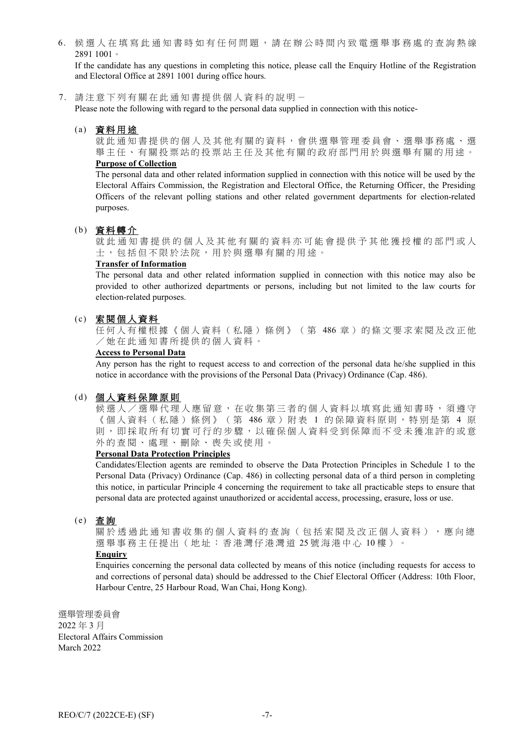6. 候選人在填寫此通知書時如有任何問題，請在辦公時間內致電選舉事務處的查詢熱線 2891 1001。

   If the candidate has any questions in completing this notice, please call the Enquiry Hotline of the Registration and Electoral Office at 2891 1001 during office hours.

7. 請注意下列有關在此通知書提供個人資料的說明－

   Please note the following with regard to the personal data supplied in connection with this notice-

   (a) **資料用途**

   就此通知書提供的個人及其他有關的資料，會供選舉管理委員會、選舉事務處、選舉主任、有關投票站的投票站主任及其他有關的政府部門用於與選舉有關的用途。

   **Purpose of Collection**

   The personal data and other related information supplied in connection with this notice will be used by the Electoral Affairs Commission, the Registration and Electoral Office, the Returning Officer, the Presiding Officers of the relevant polling stations and other related government departments for election-related purposes.

   (b) **資料轉介**

   就此通知書提供的個人及其他有關的資料亦可能會提供予其他獲授權的部門或人士，包括但不限於法院，用於與選舉有關的用途。

   **Transfer of Information**

   The personal data and other related information supplied in connection with this notice may also be provided to other authorized departments or persons, including but not limited to the law courts for election-related purposes.

   (c) **索閱個人資料**

   任何人有權根據《個人資料（私隱）條例》（第 486 章）的條文要求索閱及改正他／她在此通知書所提供的個人資料。

   **Access to Personal Data**

   Any person has the right to request access to and correction of the personal data he/she supplied in this notice in accordance with the provisions of the Personal Data (Privacy) Ordinance (Cap. 486).

   (d) **個人資料保障原則**

   候選人／選舉代理人應留意，在收集第三者的個人資料以填寫此通知書時，須遵守《個人資料（私隱）條例》（第 486 章）附表 1 的保障資料原則，特別是第 4 原則，即採取所有切實可行的步驟，以確保個人資料受到保障而不受未獲准許的或意外的查閱、處理、刪除、喪失或使用。

   **Personal Data Protection Principles**

   Candidates/Election agents are reminded to observe the Data Protection Principles in Schedule 1 to the Personal Data (Privacy) Ordinance (Cap. 486) in collecting personal data of a third person in completing this notice, in particular Principle 4 concerning the requirement to take all practicable steps to ensure that personal data are protected against unauthorized or accidental access, processing, erasure, loss or use.

   (e) **查詢**

   關於透過此通知書收集的個人資料的查詢（包括索閱及改正個人資料），應向總選舉事務主任提出（地址：香港灣仔港灣道 25 號海港中心 10 樓）。

   **Enquiry**

   Enquiries concerning the personal data collected by means of this notice (including requests for access to and corrections of personal data) should be addressed to the Chief Electoral Officer (Address: 10th Floor, Harbour Centre, 25 Harbour Road, Wan Chai, Hong Kong).

選舉管理委員會
2022 年 3 月
Electoral Affairs Commission
March 2022

REO/C/7 (2022CE-E) (SF)